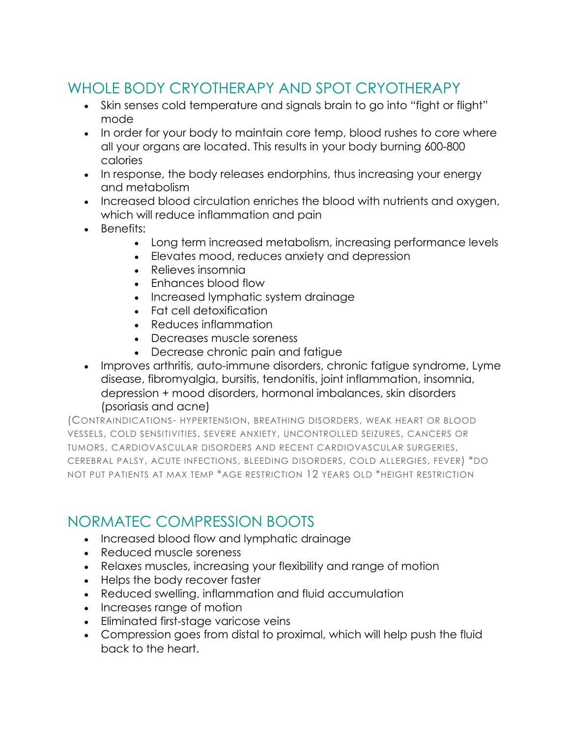## WHOLE BODY CRYOTHERAPY AND SPOT CRYOTHERAPY

- Skin senses cold temperature and signals brain to go into "fight or flight" mode
- In order for your body to maintain core temp, blood rushes to core where all your organs are located. This results in your body burning 600-800 calories
- In response, the body releases endorphins, thus increasing your energy and metabolism
- Increased blood circulation enriches the blood with nutrients and oxygen, which will reduce inflammation and pain
- Benefits:
  - Long term increased metabolism, increasing performance levels
  - Elevates mood, reduces anxiety and depression
  - Relieves insomnia
  - Enhances blood flow
  - Increased lymphatic system drainage
  - Fat cell detoxification
  - Reduces inflammation
  - Decreases muscle soreness
  - Decrease chronic pain and fatigue
- Improves arthritis, auto-immune disorders, chronic fatigue syndrome, Lyme disease, fibromyalgia, bursitis, tendonitis, joint inflammation, insomnia, depression + mood disorders, hormonal imbalances, skin disorders (psoriasis and acne)

(CONTRAINDICATIONS- HYPERTENSION, BREATHING DISORDERS, WEAK HEART OR BLOOD VESSELS, COLD SENSITIVITIES, SEVERE ANXIETY, UNCONTROLLED SEIZURES, CANCERS OR TUMORS, CARDIOVASCULAR DISORDERS AND RECENT CARDIOVASCULAR SURGERIES, CEREBRAL PALSY, ACUTE INFECTIONS, BLEEDING DISORDERS, COLD ALLERGIES, FEVER) *DO NOT PUT PATIENTS AT MAX TEMP *AGE RESTRICTION 12 YEARS OLD *HEIGHT RESTRICTION

## NORMATEC COMPRESSION BOOTS

- Increased blood flow and lymphatic drainage
- Reduced muscle soreness
- Relaxes muscles, increasing your flexibility and range of motion
- Helps the body recover faster
- Reduced swelling, inflammation and fluid accumulation
- Increases range of motion
- Eliminated first-stage varicose veins
- Compression goes from distal to proximal, which will help push the fluid back to the heart.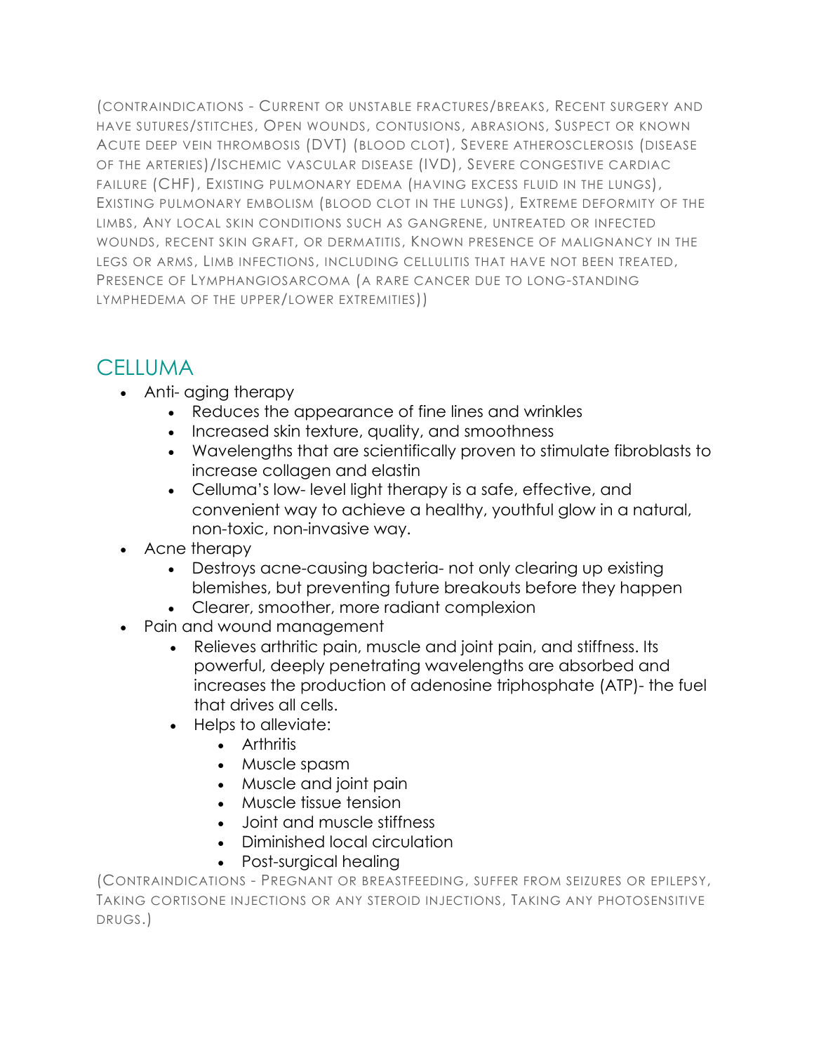(Contraindications - Current or unstable fractures/breaks, Recent surgery and have sutures/stitches, Open wounds, contusions, abrasions, Suspect or known Acute deep vein thrombosis (DVT) (blood clot), Severe atherosclerosis (disease of the arteries)/Ischemic vascular disease (IVD), Severe congestive cardiac failure (CHF), Existing pulmonary edema (having excess fluid in the lungs), Existing pulmonary embolism (blood clot in the lungs), Extreme deformity of the limbs, Any local skin conditions such as gangrene, untreated or infected wounds, recent skin graft, or dermatitis, Known presence of malignancy in the legs or arms, Limb infections, including cellulitis that have not been treated, Presence of Lymphangiosarcoma (a rare cancer due to long-standing lymphedema of the upper/lower extremities))

## CELLUMA

- Anti- aging therapy
  - Reduces the appearance of fine lines and wrinkles
  - Increased skin texture, quality, and smoothness
  - Wavelengths that are scientifically proven to stimulate fibroblasts to increase collagen and elastin
  - Celluma's low- level light therapy is a safe, effective, and convenient way to achieve a healthy, youthful glow in a natural, non-toxic, non-invasive way.
- Acne therapy
  - Destroys acne-causing bacteria- not only clearing up existing blemishes, but preventing future breakouts before they happen
  - Clearer, smoother, more radiant complexion
- Pain and wound management
  - Relieves arthritic pain, muscle and joint pain, and stiffness. Its powerful, deeply penetrating wavelengths are absorbed and increases the production of adenosine triphosphate (ATP)- the fuel that drives all cells.
  - Helps to alleviate:
    - Arthritis
    - Muscle spasm
    - Muscle and joint pain
    - Muscle tissue tension
    - Joint and muscle stiffness
    - Diminished local circulation
    - Post-surgical healing

(Contraindications - Pregnant or breastfeeding, suffer from seizures or epilepsy, Taking cortisone injections or any steroid injections, Taking any photosensitive drugs.)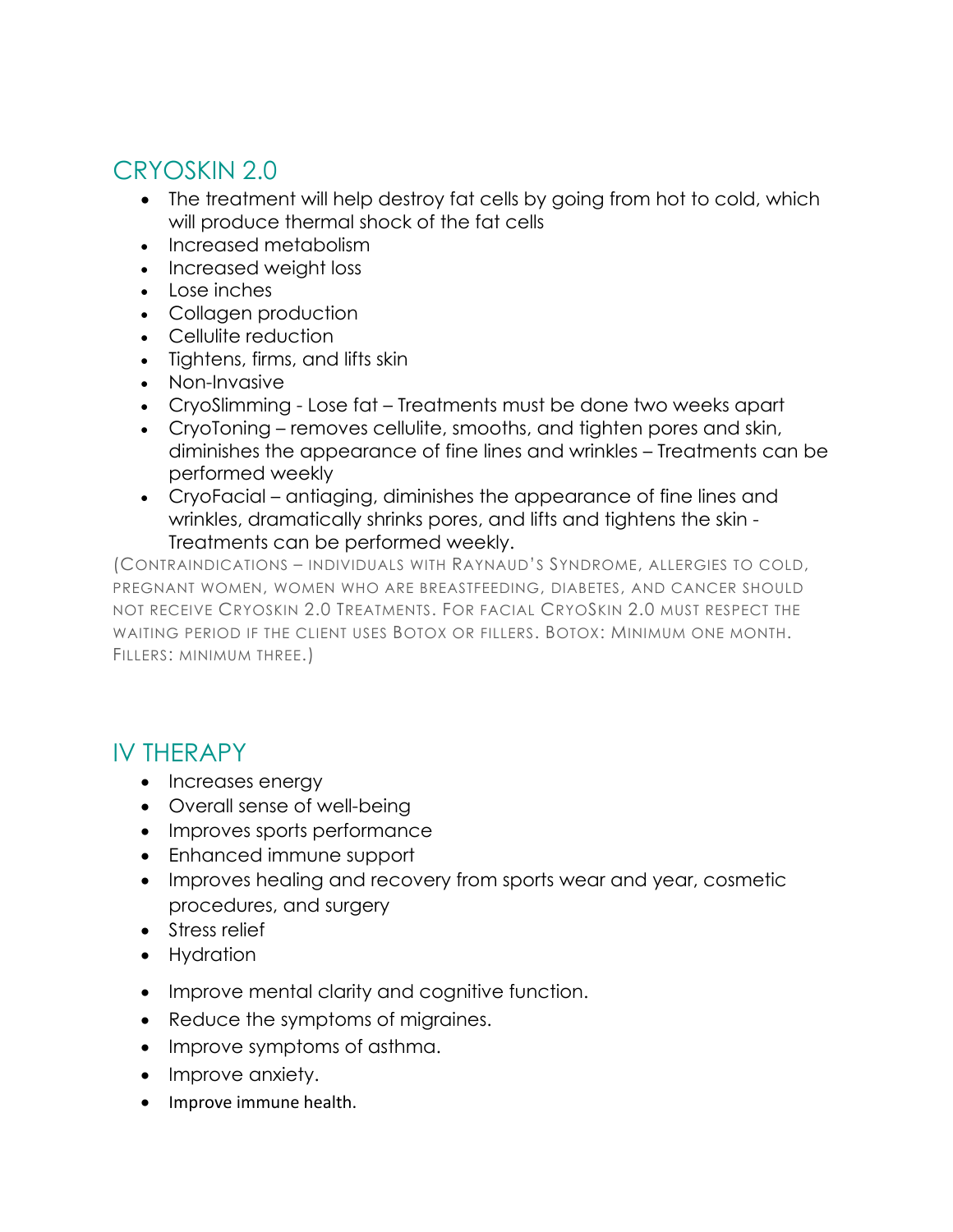## CRYOSKIN 2.0

- The treatment will help destroy fat cells by going from hot to cold, which will produce thermal shock of the fat cells
- Increased metabolism
- Increased weight loss
- Lose inches
- Collagen production
- Cellulite reduction
- Tightens, firms, and lifts skin
- Non-Invasive
- CryoSlimming - Lose fat – Treatments must be done two weeks apart
- CryoToning – removes cellulite, smooths, and tighten pores and skin, diminishes the appearance of fine lines and wrinkles – Treatments can be performed weekly
- CryoFacial – antiaging, diminishes the appearance of fine lines and wrinkles, dramatically shrinks pores, and lifts and tightens the skin - Treatments can be performed weekly.

(CONTRAINDICATIONS – INDIVIDUALS WITH RAYNAUD'S SYNDROME, ALLERGIES TO COLD, PREGNANT WOMEN, WOMEN WHO ARE BREASTFEEDING, DIABETES, AND CANCER SHOULD NOT RECEIVE CRYOSKIN 2.0 TREATMENTS. FOR FACIAL CRYOSKIN 2.0 MUST RESPECT THE WAITING PERIOD IF THE CLIENT USES BOTOX OR FILLERS. BOTOX: MINIMUM ONE MONTH. FILLERS: MINIMUM THREE.)

## IV THERAPY

- Increases energy
- Overall sense of well-being
- Improves sports performance
- Enhanced immune support
- Improves healing and recovery from sports wear and year, cosmetic procedures, and surgery
- Stress relief
- Hydration
- Improve mental clarity and cognitive function.
- Reduce the symptoms of migraines.
- Improve symptoms of asthma.
- Improve anxiety.
- Improve immune health.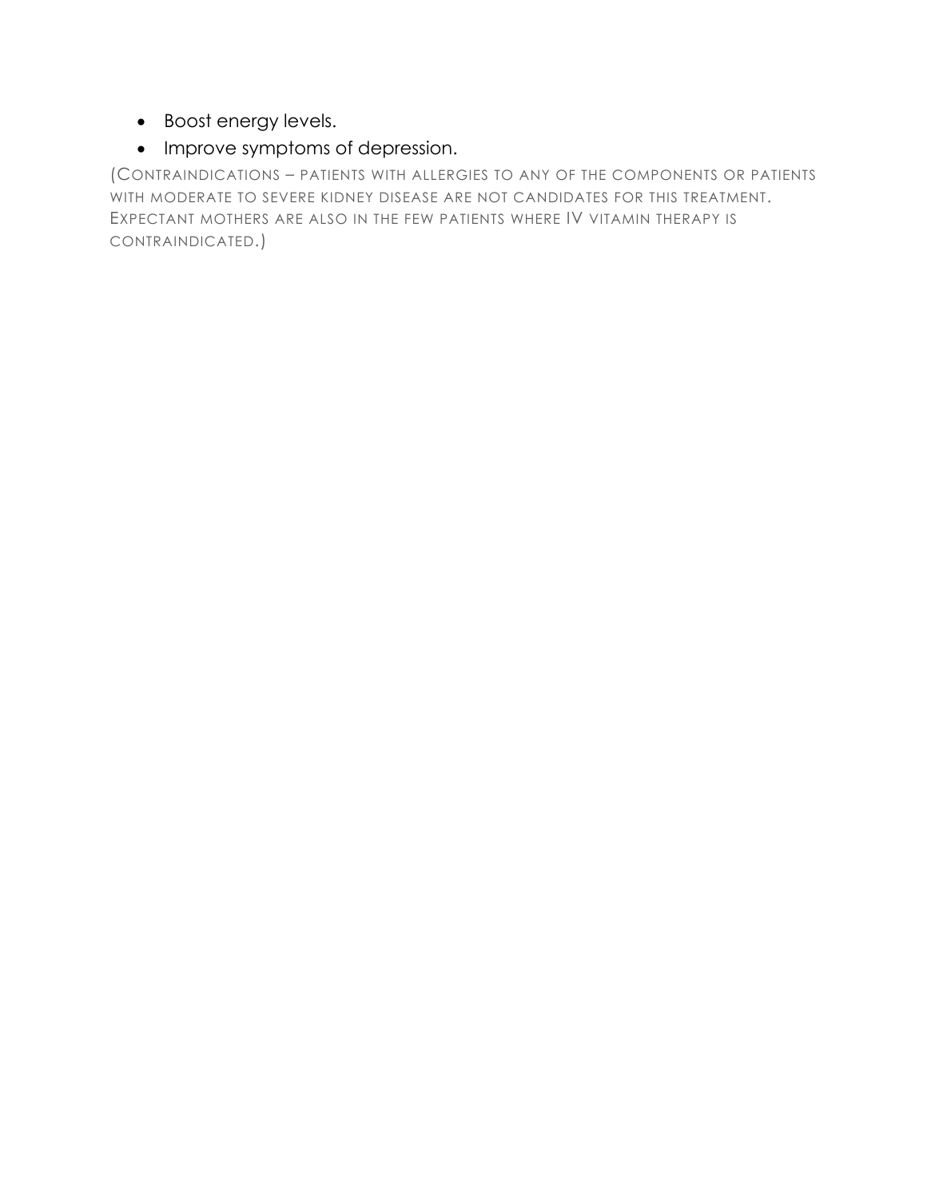- Boost energy levels.
- Improve symptoms of depression.

(CONTRAINDICATIONS – PATIENTS WITH ALLERGIES TO ANY OF THE COMPONENTS OR PATIENTS WITH MODERATE TO SEVERE KIDNEY DISEASE ARE NOT CANDIDATES FOR THIS TREATMENT. EXPECTANT MOTHERS ARE ALSO IN THE FEW PATIENTS WHERE IV VITAMIN THERAPY IS CONTRAINDICATED.)